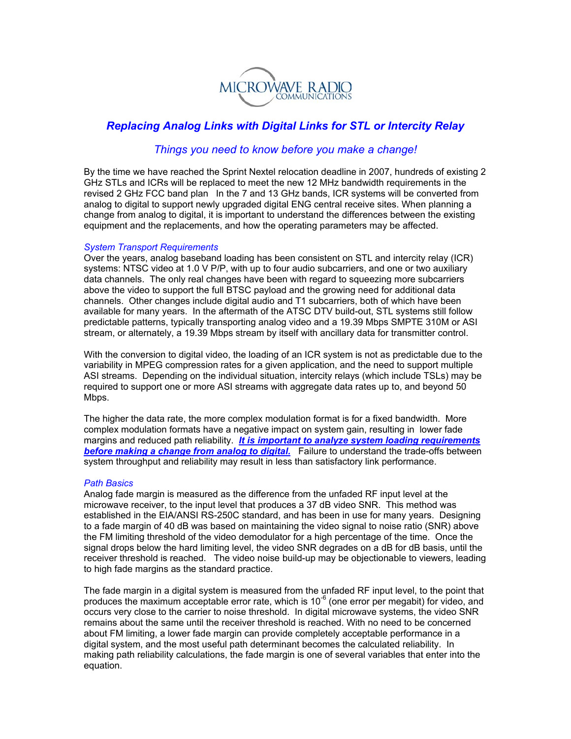MICROWAVE RADIO COMMUNICATIONS

## *Replacing Analog Links with Digital Links for STL or Intercity Relay*

### *Things you need to know before you make a change!*

By the time we have reached the Sprint Nextel relocation deadline in 2007, hundreds of existing 2 GHz STLs and ICRs will be replaced to meet the new 12 MHz bandwidth requirements in the revised 2 GHz FCC band plan   In the 7 and 13 GHz bands, ICR systems will be converted from analog to digital to support newly upgraded digital ENG central receive sites. When planning a change from analog to digital, it is important to understand the differences between the existing equipment and the replacements, and how the operating parameters may be affected.

*System Transport Requirements*

Over the years, analog baseband loading has been consistent on STL and intercity relay (ICR) systems: NTSC video at 1.0 V P/P, with up to four audio subcarriers, and one or two auxiliary data channels.  The only real changes have been with regard to squeezing more subcarriers above the video to support the full BTSC payload and the growing need for additional data channels.  Other changes include digital audio and T1 subcarriers, both of which have been available for many years.  In the aftermath of the ATSC DTV build-out, STL systems still follow predictable patterns, typically transporting analog video and a 19.39 Mbps SMPTE 310M or ASI stream, or alternately, a 19.39 Mbps stream by itself with ancillary data for transmitter control.

With the conversion to digital video, the loading of an ICR system is not as predictable due to the variability in MPEG compression rates for a given application, and the need to support multiple ASI streams.  Depending on the individual situation, intercity relays (which include TSLs) may be required to support one or more ASI streams with aggregate data rates up to, and beyond 50 Mbps.

The higher the data rate, the more complex modulation format is for a fixed bandwidth.  More complex modulation formats have a negative impact on system gain, resulting in  lower fade margins and reduced path reliability.  ***It is important to analyze system loading requirements before making a change from analog to digital.***  Failure to understand the trade-offs between system throughput and reliability may result in less than satisfactory link performance.

*Path Basics*

Analog fade margin is measured as the difference from the unfaded RF input level at the microwave receiver, to the input level that produces a 37 dB video SNR.  This method was established in the EIA/ANSI RS-250C standard, and has been in use for many years.  Designing to a fade margin of 40 dB was based on maintaining the video signal to noise ratio (SNR) above the FM limiting threshold of the video demodulator for a high percentage of the time.  Once the signal drops below the hard limiting level, the video SNR degrades on a dB for dB basis, until the receiver threshold is reached.   The video noise build-up may be objectionable to viewers, leading to high fade margins as the standard practice.

The fade margin in a digital system is measured from the unfaded RF input level, to the point that produces the maximum acceptable error rate, which is $10^{-6}$ (one error per megabit) for video, and occurs very close to the carrier to noise threshold.  In digital microwave systems, the video SNR remains about the same until the receiver threshold is reached. With no need to be concerned about FM limiting, a lower fade margin can provide completely acceptable performance in a digital system, and the most useful path determinant becomes the calculated reliability.  In making path reliability calculations, the fade margin is one of several variables that enter into the equation.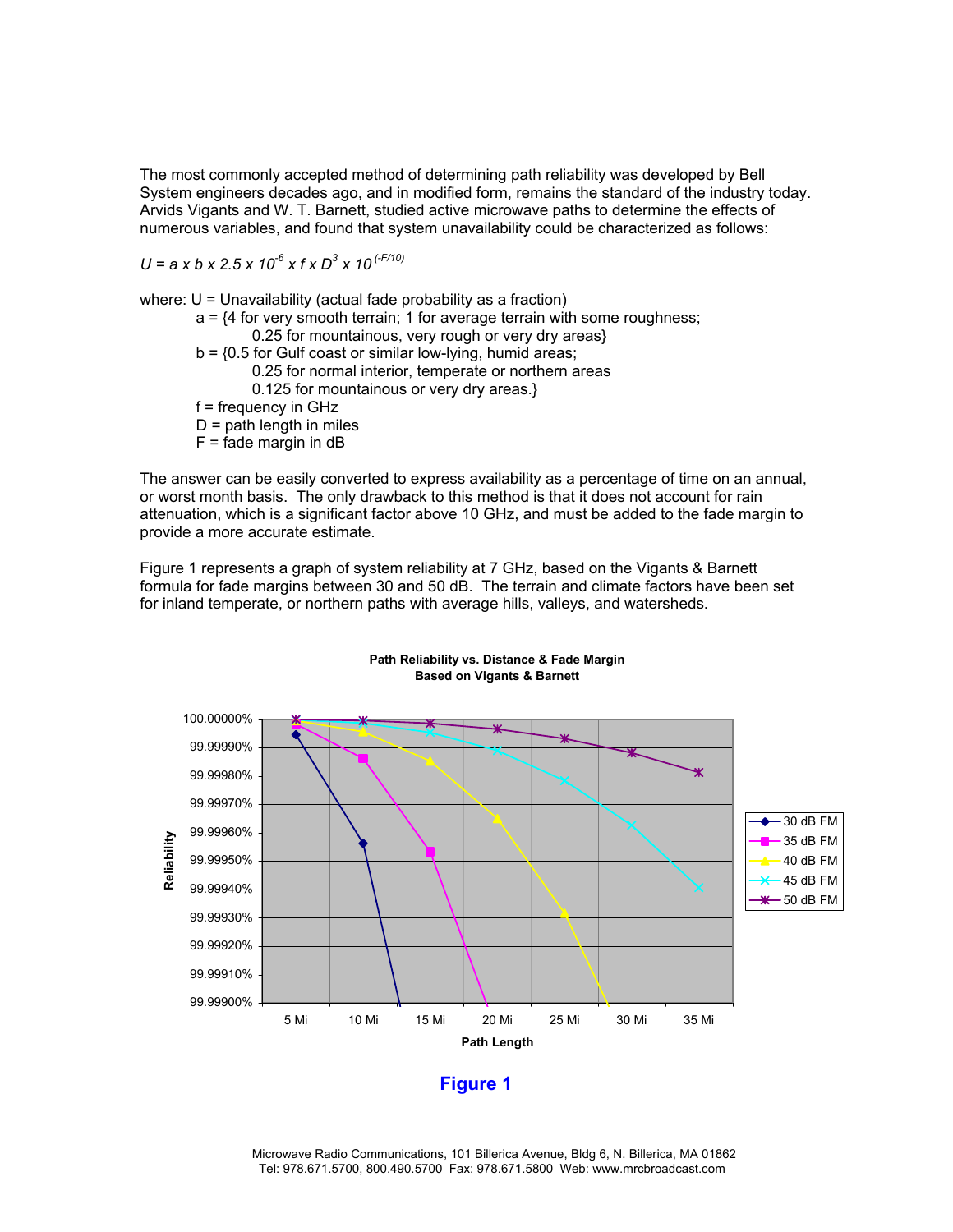The most commonly accepted method of determining path reliability was developed by Bell System engineers decades ago, and in modified form, remains the standard of the industry today. Arvids Vigants and W. T. Barnett, studied active microwave paths to determine the effects of numerous variables, and found that system unavailability could be characterized as follows:

$$U = a \times b \times 2.5 \times 10^{-6} \times f \times D^{3} \times 10^{(-F/10)}$$

where: U = Unavailability (actual fade probability as a fraction)

- a = {4 for very smooth terrain; 1 for average terrain with some roughness; 0.25 for mountainous, very rough or very dry areas}
- b = {0.5 for Gulf coast or similar low-lying, humid areas; 0.25 for normal interior, temperate or northern areas 0.125 for mountainous or very dry areas.}
- f = frequency in GHz
- D = path length in miles
- F = fade margin in dB

The answer can be easily converted to express availability as a percentage of time on an annual, or worst month basis. The only drawback to this method is that it does not account for rain attenuation, which is a significant factor above 10 GHz, and must be added to the fade margin to provide a more accurate estimate.

Figure 1 represents a graph of system reliability at 7 GHz, based on the Vigants & Barnett formula for fade margins between 30 and 50 dB. The terrain and climate factors have been set for inland temperate, or northern paths with average hills, valleys, and watersheds.

**Path Reliability vs. Distance & Fade Margin**
**Based on Vigants & Barnett**

(Chart: Reliability (99.99900% to 100.00000%) vs. Path Length (5 Mi to 35 Mi); series: 30 dB FM, 35 dB FM, 40 dB FM, 45 dB FM, 50 dB FM)

**Figure 1**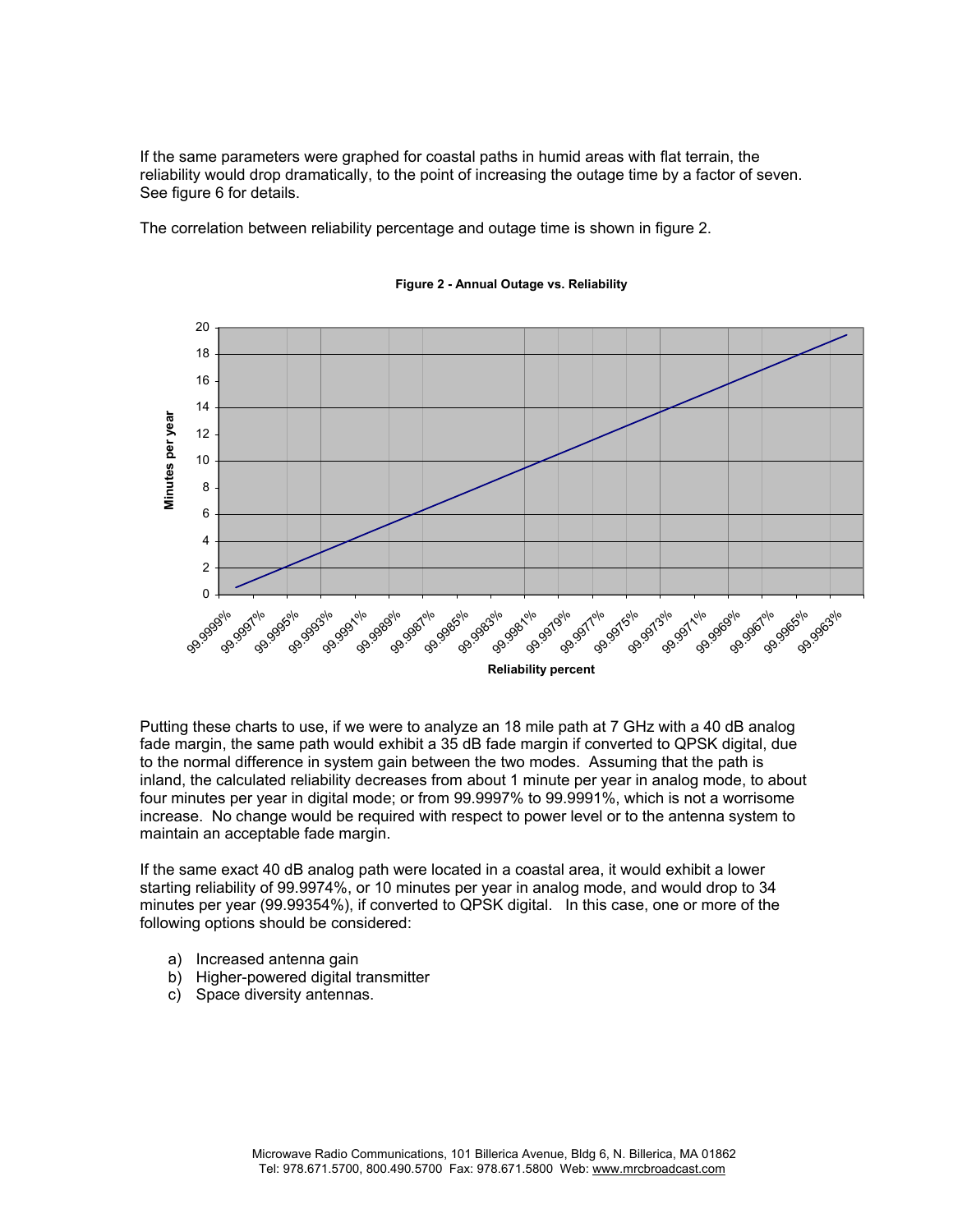If the same parameters were graphed for coastal paths in humid areas with flat terrain, the reliability would drop dramatically, to the point of increasing the outage time by a factor of seven. See figure 6 for details.

The correlation between reliability percentage and outage time is shown in figure 2.

**Figure 2 - Annual Outage vs. Reliability**

Putting these charts to use, if we were to analyze an 18 mile path at 7 GHz with a 40 dB analog fade margin, the same path would exhibit a 35 dB fade margin if converted to QPSK digital, due to the normal difference in system gain between the two modes. Assuming that the path is inland, the calculated reliability decreases from about 1 minute per year in analog mode, to about four minutes per year in digital mode; or from 99.9997% to 99.9991%, which is not a worrisome increase. No change would be required with respect to power level or to the antenna system to maintain an acceptable fade margin.

If the same exact 40 dB analog path were located in a coastal area, it would exhibit a lower starting reliability of 99.9974%, or 10 minutes per year in analog mode, and would drop to 34 minutes per year (99.99354%), if converted to QPSK digital. In this case, one or more of the following options should be considered:

a) Increased antenna gain
b) Higher-powered digital transmitter
c) Space diversity antennas.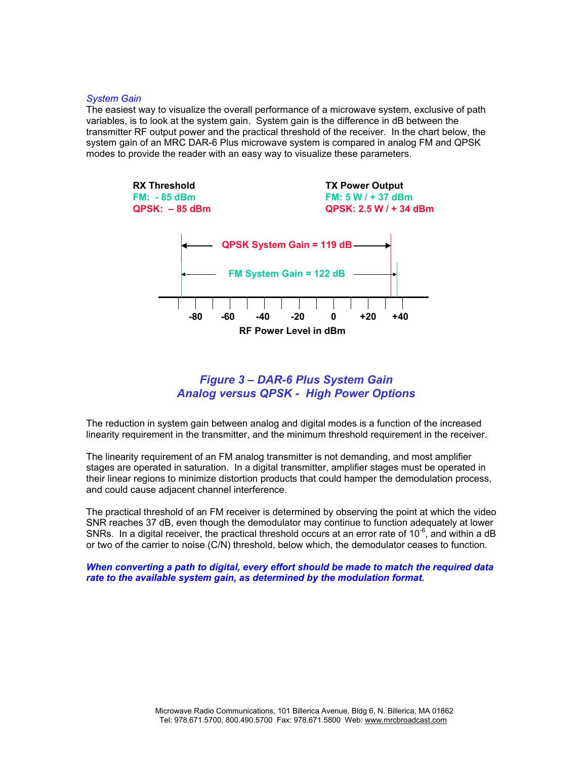*System Gain*

The easiest way to visualize the overall performance of a microwave system, exclusive of path variables, is to look at the system gain. System gain is the difference in dB between the transmitter RF output power and the practical threshold of the receiver. In the chart below, the system gain of an MRC DAR-6 Plus microwave system is compared in analog FM and QPSK modes to provide the reader with an easy way to visualize these parameters.

**RX Threshold**
**FM: - 85 dBm**
**QPSK: – 85 dBm**

**TX Power Output**
**FM: 5 W / + 37 dBm**
**QPSK: 2.5 W / + 34 dBm**

**QPSK System Gain = 119 dB**

**FM System Gain = 122 dB**

**-80 -60 -40 -20 0 +20 +40**

**RF Power Level in dBm**

***Figure 3 – DAR-6 Plus System Gain***
***Analog versus QPSK - High Power Options***

The reduction in system gain between analog and digital modes is a function of the increased linearity requirement in the transmitter, and the minimum threshold requirement in the receiver.

The linearity requirement of an FM analog transmitter is not demanding, and most amplifier stages are operated in saturation. In a digital transmitter, amplifier stages must be operated in their linear regions to minimize distortion products that could hamper the demodulation process, and could cause adjacent channel interference.

The practical threshold of an FM receiver is determined by observing the point at which the video SNR reaches 37 dB, even though the demodulator may continue to function adequately at lower SNRs. In a digital receiver, the practical threshold occurs at an error rate of $10^{-6}$, and within a dB or two of the carrier to noise (C/N) threshold, below which, the demodulator ceases to function.

***When converting a path to digital, every effort should be made to match the required data rate to the available system gain, as determined by the modulation format.***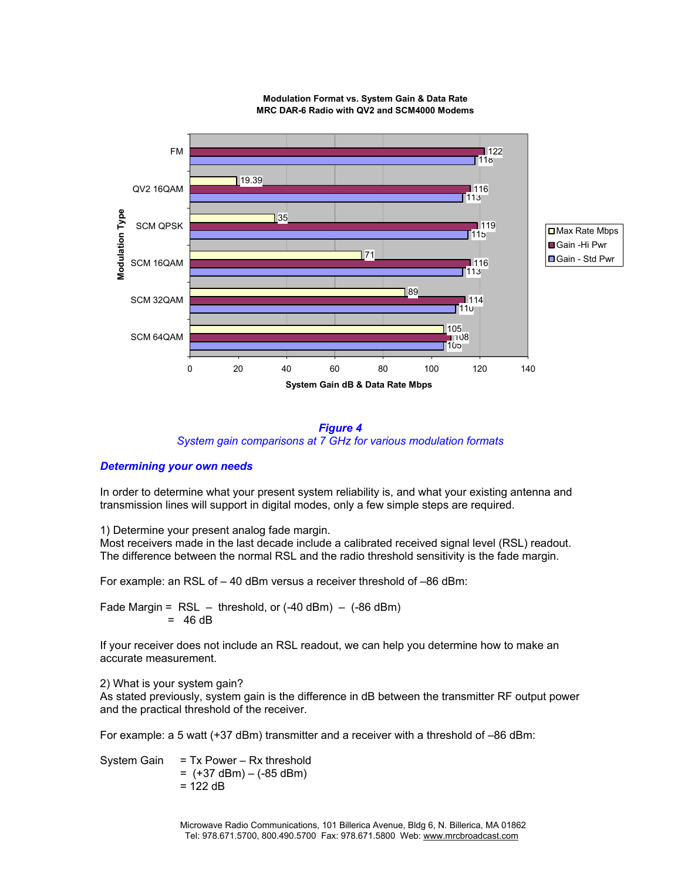**Modulation Format vs. System Gain & Data Rate**
**MRC DAR-6 Radio with QV2 and SCM4000 Modems**

| Modulation Type | Max Rate Mbps | Gain -Hi Pwr | Gain - Std Pwr |
|---|---|---|---|
| FM | | 122 | 118 |
| QV2 16QAM | 19.39 | 116 | 113 |
| SCM QPSK | 35 | 119 | 115 |
| SCM 16QAM | 71 | 116 | 113 |
| SCM 32QAM | 89 | 114 | 110 |
| SCM 64QAM | 105 | 108 | 105 |

System Gain dB & Data Rate Mbps

*Figure 4*
*System gain comparisons at 7 GHz for various modulation formats*

### *Determining your own needs*

In order to determine what your present system reliability is, and what your existing antenna and transmission lines will support in digital modes, only a few simple steps are required.

1) Determine your present analog fade margin.
Most receivers made in the last decade include a calibrated received signal level (RSL) readout. The difference between the normal RSL and the radio threshold sensitivity is the fade margin.

For example: an RSL of – 40 dBm versus a receiver threshold of –86 dBm:

Fade Margin = RSL – threshold, or (-40 dBm) – (-86 dBm)
= 46 dB

If your receiver does not include an RSL readout, we can help you determine how to make an accurate measurement.

2) What is your system gain?
As stated previously, system gain is the difference in dB between the transmitter RF output power and the practical threshold of the receiver.

For example: a 5 watt (+37 dBm) transmitter and a receiver with a threshold of –86 dBm:

System Gain = Tx Power – Rx threshold
= (+37 dBm) – (-85 dBm)
= 122 dB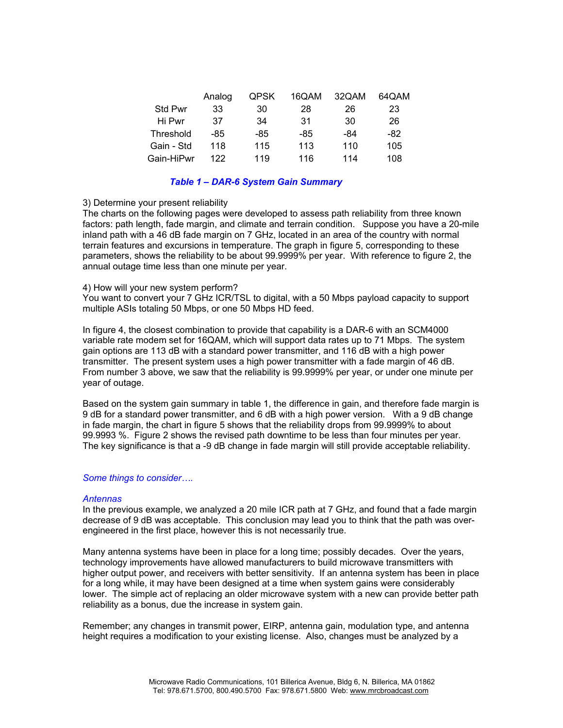| | Analog | QPSK | 16QAM | 32QAM | 64QAM |
|---|---|---|---|---|---|
| Std Pwr | 33 | 30 | 28 | 26 | 23 |
| Hi Pwr | 37 | 34 | 31 | 30 | 26 |
| Threshold | -85 | -85 | -85 | -84 | -82 |
| Gain - Std | 118 | 115 | 113 | 110 | 105 |
| Gain-HiPwr | 122 | 119 | 116 | 114 | 108 |

***Table 1 – DAR-6 System Gain Summary***

3) Determine your present reliability
The charts on the following pages were developed to assess path reliability from three known factors: path length, fade margin, and climate and terrain condition. Suppose you have a 20-mile inland path with a 46 dB fade margin on 7 GHz, located in an area of the country with normal terrain features and excursions in temperature. The graph in figure 5, corresponding to these parameters, shows the reliability to be about 99.9999% per year. With reference to figure 2, the annual outage time less than one minute per year.

4) How will your new system perform?
You want to convert your 7 GHz ICR/TSL to digital, with a 50 Mbps payload capacity to support multiple ASIs totaling 50 Mbps, or one 50 Mbps HD feed.

In figure 4, the closest combination to provide that capability is a DAR-6 with an SCM4000 variable rate modem set for 16QAM, which will support data rates up to 71 Mbps. The system gain options are 113 dB with a standard power transmitter, and 116 dB with a high power transmitter. The present system uses a high power transmitter with a fade margin of 46 dB. From number 3 above, we saw that the reliability is 99.9999% per year, or under one minute per year of outage.

Based on the system gain summary in table 1, the difference in gain, and therefore fade margin is 9 dB for a standard power transmitter, and 6 dB with a high power version. With a 9 dB change in fade margin, the chart in figure 5 shows that the reliability drops from 99.9999% to about 99.9993 %. Figure 2 shows the revised path downtime to be less than four minutes per year. The key significance is that a -9 dB change in fade margin will still provide acceptable reliability.

*Some things to consider….*

*Antennas*
In the previous example, we analyzed a 20 mile ICR path at 7 GHz, and found that a fade margin decrease of 9 dB was acceptable. This conclusion may lead you to think that the path was over-engineered in the first place, however this is not necessarily true.

Many antenna systems have been in place for a long time; possibly decades. Over the years, technology improvements have allowed manufacturers to build microwave transmitters with higher output power, and receivers with better sensitivity. If an antenna system has been in place for a long while, it may have been designed at a time when system gains were considerably lower. The simple act of replacing an older microwave system with a new can provide better path reliability as a bonus, due the increase in system gain.

Remember; any changes in transmit power, EIRP, antenna gain, modulation type, and antenna height requires a modification to your existing license. Also, changes must be analyzed by a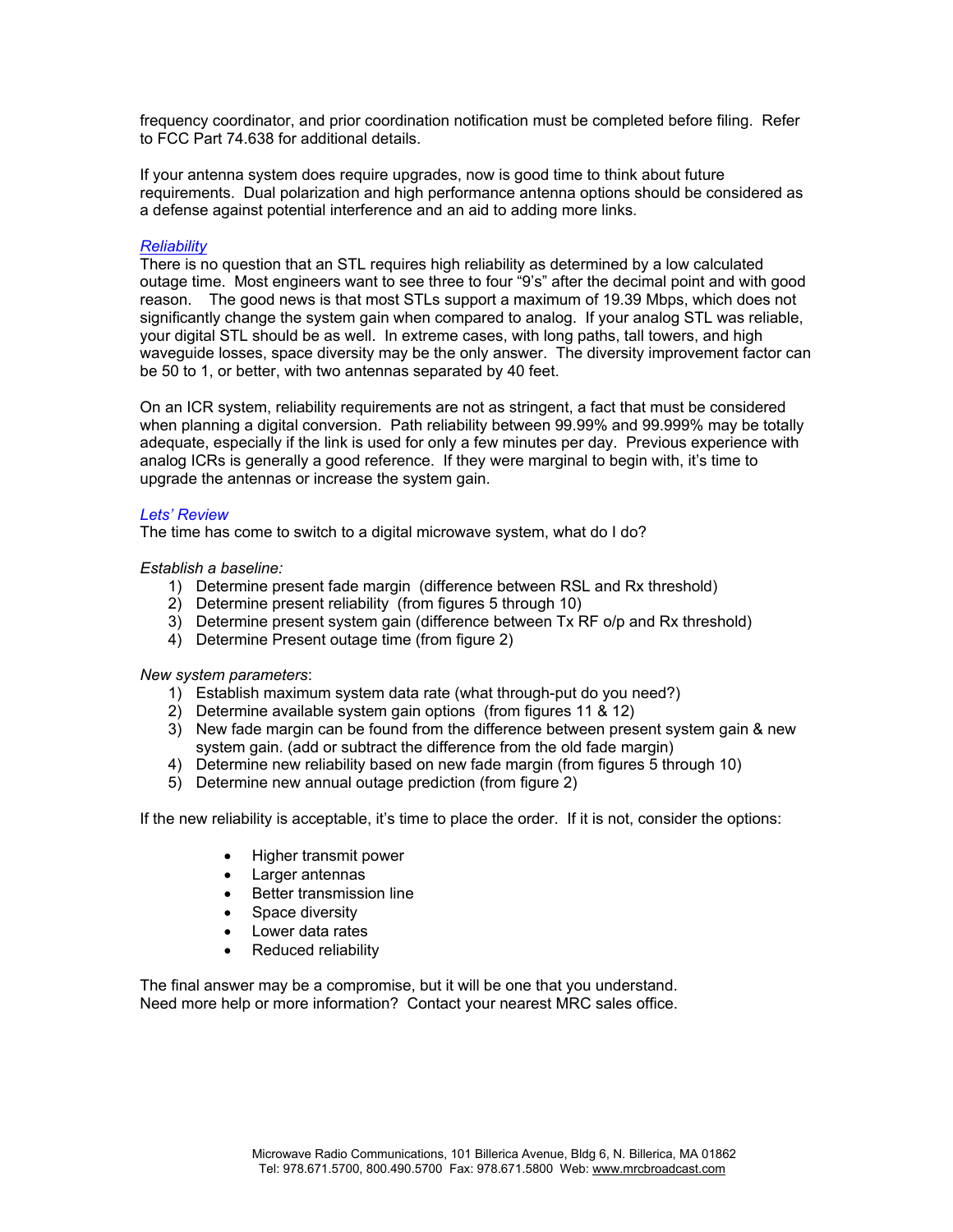frequency coordinator, and prior coordination notification must be completed before filing. Refer to FCC Part 74.638 for additional details.

If your antenna system does require upgrades, now is good time to think about future requirements. Dual polarization and high performance antenna options should be considered as a defense against potential interference and an aid to adding more links.

### *Reliability*

There is no question that an STL requires high reliability as determined by a low calculated outage time. Most engineers want to see three to four "9's" after the decimal point and with good reason. The good news is that most STLs support a maximum of 19.39 Mbps, which does not significantly change the system gain when compared to analog. If your analog STL was reliable, your digital STL should be as well. In extreme cases, with long paths, tall towers, and high waveguide losses, space diversity may be the only answer. The diversity improvement factor can be 50 to 1, or better, with two antennas separated by 40 feet.

On an ICR system, reliability requirements are not as stringent, a fact that must be considered when planning a digital conversion. Path reliability between 99.99% and 99.999% may be totally adequate, especially if the link is used for only a few minutes per day. Previous experience with analog ICRs is generally a good reference. If they were marginal to begin with, it's time to upgrade the antennas or increase the system gain.

### *Lets' Review*

The time has come to switch to a digital microwave system, what do I do?

*Establish a baseline:*

1) Determine present fade margin (difference between RSL and Rx threshold)
2) Determine present reliability (from figures 5 through 10)
3) Determine present system gain (difference between Tx RF o/p and Rx threshold)
4) Determine Present outage time (from figure 2)

*New system parameters*:

1) Establish maximum system data rate (what through-put do you need?)
2) Determine available system gain options (from figures 11 & 12)
3) New fade margin can be found from the difference between present system gain & new system gain. (add or subtract the difference from the old fade margin)
4) Determine new reliability based on new fade margin (from figures 5 through 10)
5) Determine new annual outage prediction (from figure 2)

If the new reliability is acceptable, it's time to place the order. If it is not, consider the options:

- Higher transmit power
- Larger antennas
- Better transmission line
- Space diversity
- Lower data rates
- Reduced reliability

The final answer may be a compromise, but it will be one that you understand.
Need more help or more information? Contact your nearest MRC sales office.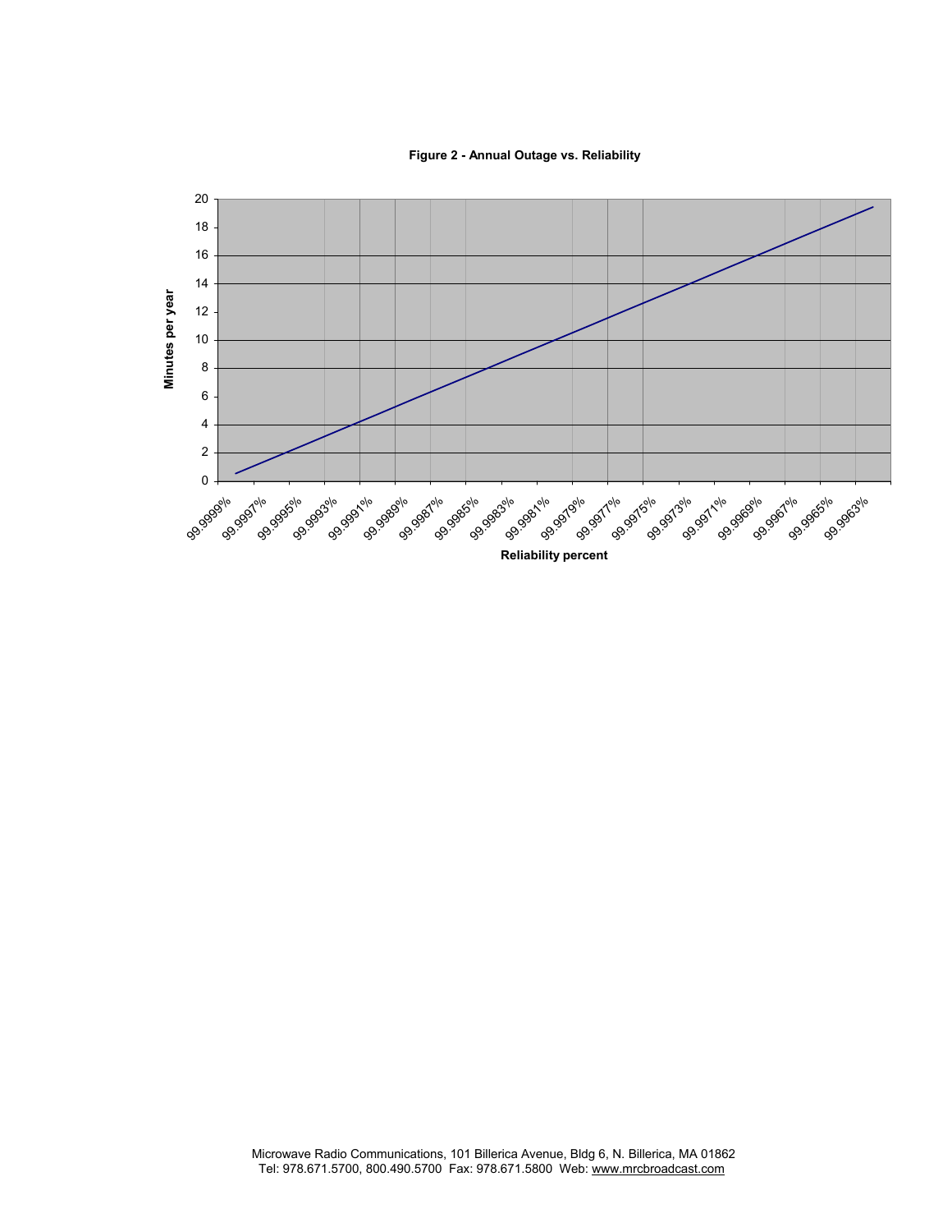**Figure 2 - Annual Outage vs. Reliability**

Minutes per year

Reliability percent

99.9999% 99.9997% 99.9995% 99.9993% 99.9991% 99.9989% 99.9987% 99.9985% 99.9983% 99.9981% 99.9979% 99.9977% 99.9975% 99.9973% 99.9971% 99.9969% 99.9967% 99.9965% 99.9963%

0 2 4 6 8 10 12 14 16 18 20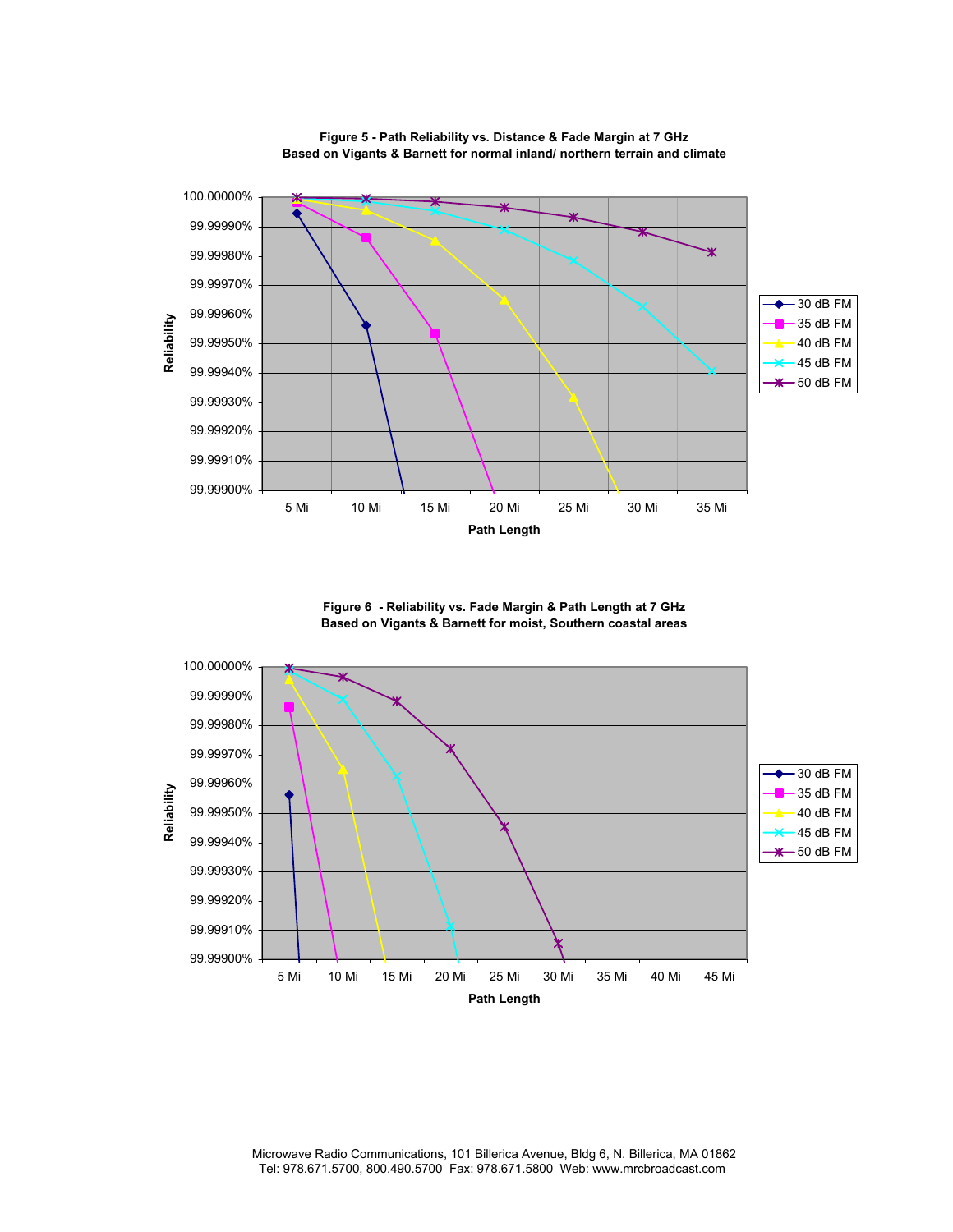**Figure 5 - Path Reliability vs. Distance & Fade Margin at 7 GHz**
**Based on Vigants & Barnett for normal inland/ northern terrain and climate**

Reliability

100.00000%
99.99990%
99.99980%
99.99970%
99.99960%
99.99950%
99.99940%
99.99930%
99.99920%
99.99910%
99.99900%

5 Mi 10 Mi 15 Mi 20 Mi 25 Mi 30 Mi 35 Mi

Path Length

- 30 dB FM
- 35 dB FM
- 40 dB FM
- 45 dB FM
- 50 dB FM

**Figure 6 - Reliability vs. Fade Margin & Path Length at 7 GHz**
**Based on Vigants & Barnett for moist, Southern coastal areas**

Reliability

100.00000%
99.99990%
99.99980%
99.99970%
99.99960%
99.99950%
99.99940%
99.99930%
99.99920%
99.99910%
99.99900%

5 Mi 10 Mi 15 Mi 20 Mi 25 Mi 30 Mi 35 Mi 40 Mi 45 Mi

Path Length

- 30 dB FM
- 35 dB FM
- 40 dB FM
- 45 dB FM
- 50 dB FM

Microwave Radio Communications, 101 Billerica Avenue, Bldg 6, N. Billerica, MA 01862
Tel: 978.671.5700, 800.490.5700 Fax: 978.671.5800 Web: www.mrcbroadcast.com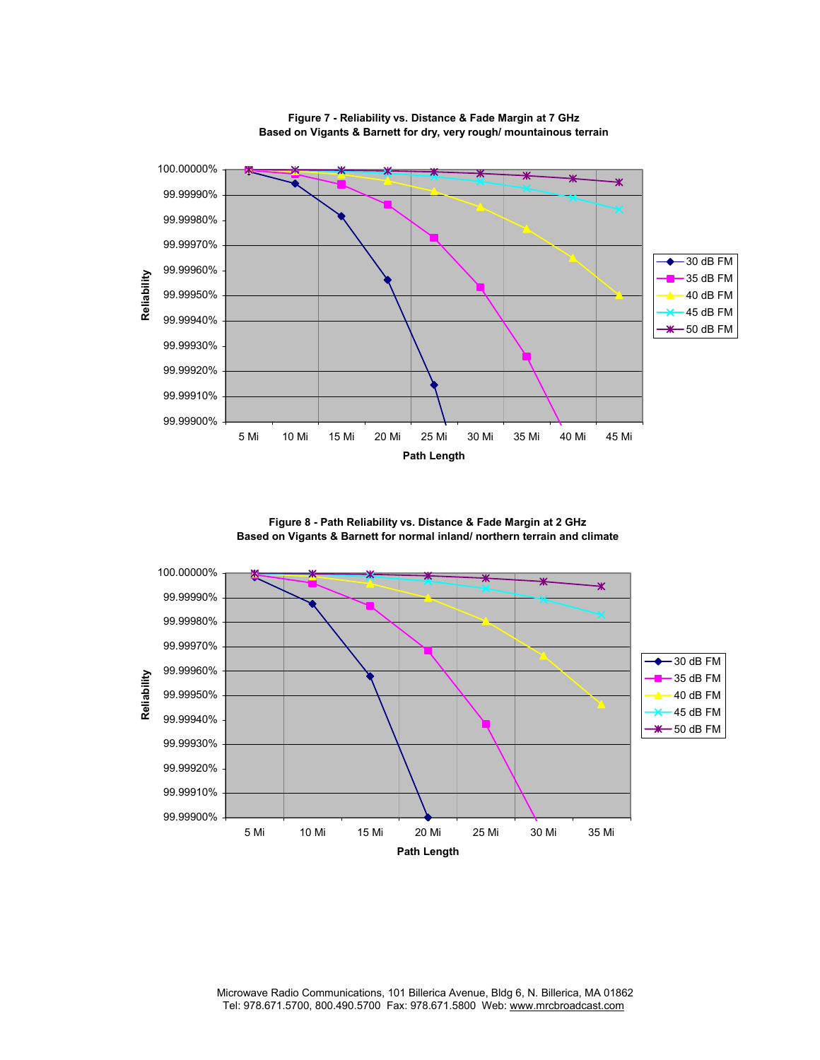**Figure 7 - Reliability vs. Distance & Fade Margin at 7 GHz**
**Based on Vigants & Barnett for dry, very rough/ mountainous terrain**

**Figure 8 - Path Reliability vs. Distance & Fade Margin at 2 GHz**
**Based on Vigants & Barnett for normal inland/ northern terrain and climate**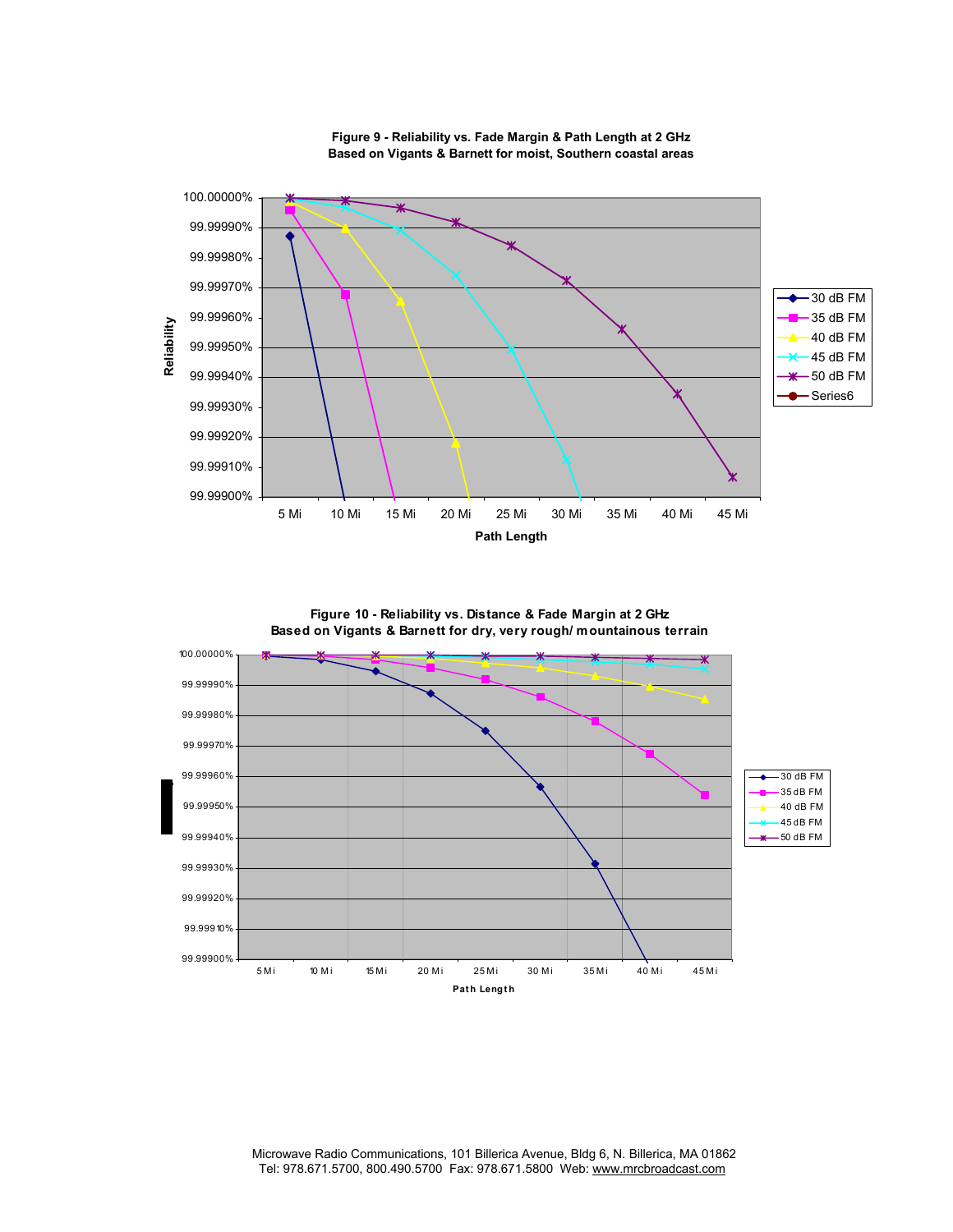**Figure 9 - Reliability vs. Fade Margin & Path Length at 2 GHz**
**Based on Vigants & Barnett for moist, Southern coastal areas**

**Figure 10 - Reliability vs. Distance & Fade Margin at 2 GHz**
**Based on Vigants & Barnett for dry, very rough/ mountainous terrain**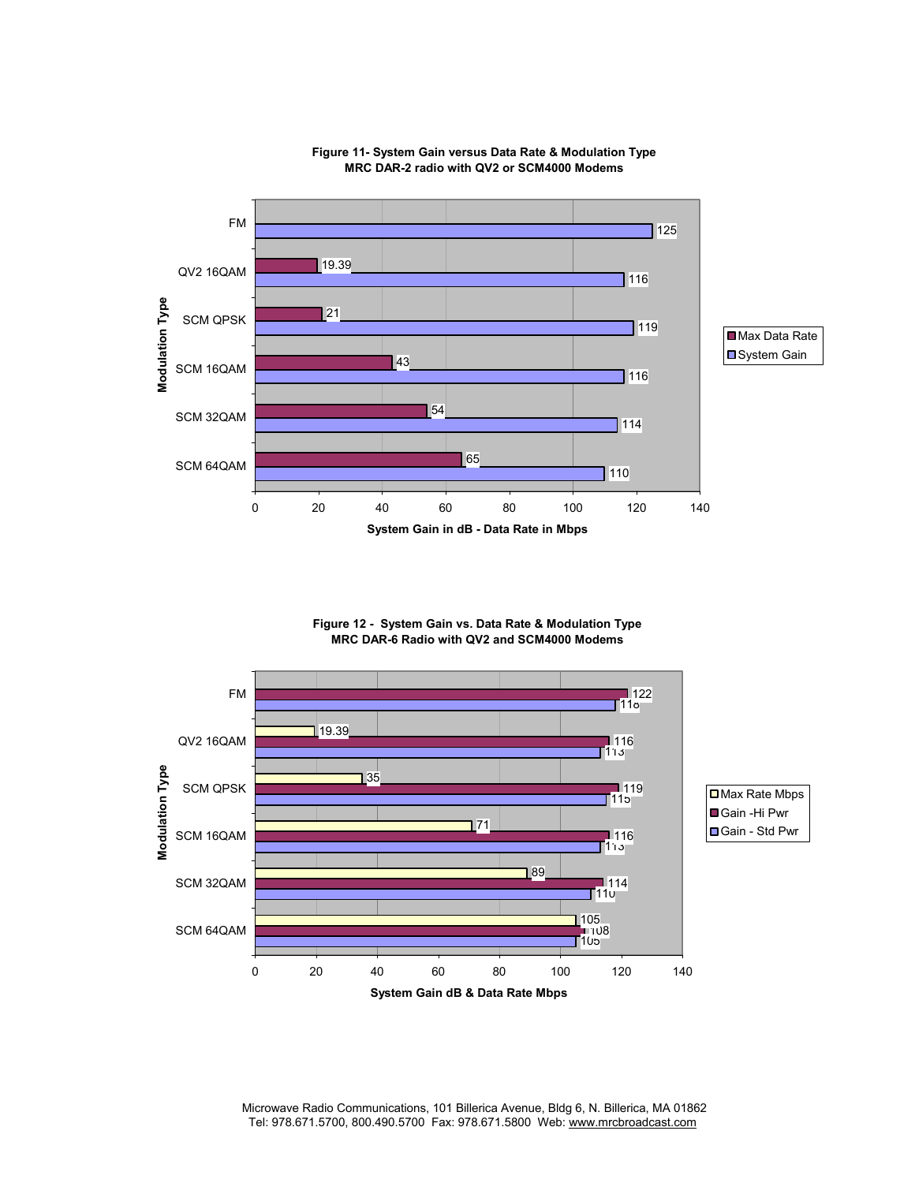**Figure 11- System Gain versus Data Rate & Modulation Type**
**MRC DAR-2 radio with QV2 or SCM4000 Modems**

Modulation Type

FM
125

QV2 16QAM
19.39
116

SCM QPSK
21
119

SCM 16QAM
43
116

SCM 32QAM
54
114

SCM 64QAM
65
110

0 20 40 60 80 100 120 140

System Gain in dB - Data Rate in Mbps

Max Data Rate
System Gain

**Figure 12 - System Gain vs. Data Rate & Modulation Type**
**MRC DAR-6 Radio with QV2 and SCM4000 Modems**

Modulation Type

FM
122
118

QV2 16QAM
19.39
116
113

SCM QPSK
35
119
115

SCM 16QAM
71
116
113

SCM 32QAM
89
114
110

SCM 64QAM
105
108
105

0 20 40 60 80 100 120 140

System Gain dB & Data Rate Mbps

Max Rate Mbps
Gain -Hi Pwr
Gain - Std Pwr

Microwave Radio Communications, 101 Billerica Avenue, Bldg 6, N. Billerica, MA 01862
Tel: 978.671.5700, 800.490.5700 Fax: 978.671.5800 Web: www.mrcbroadcast.com